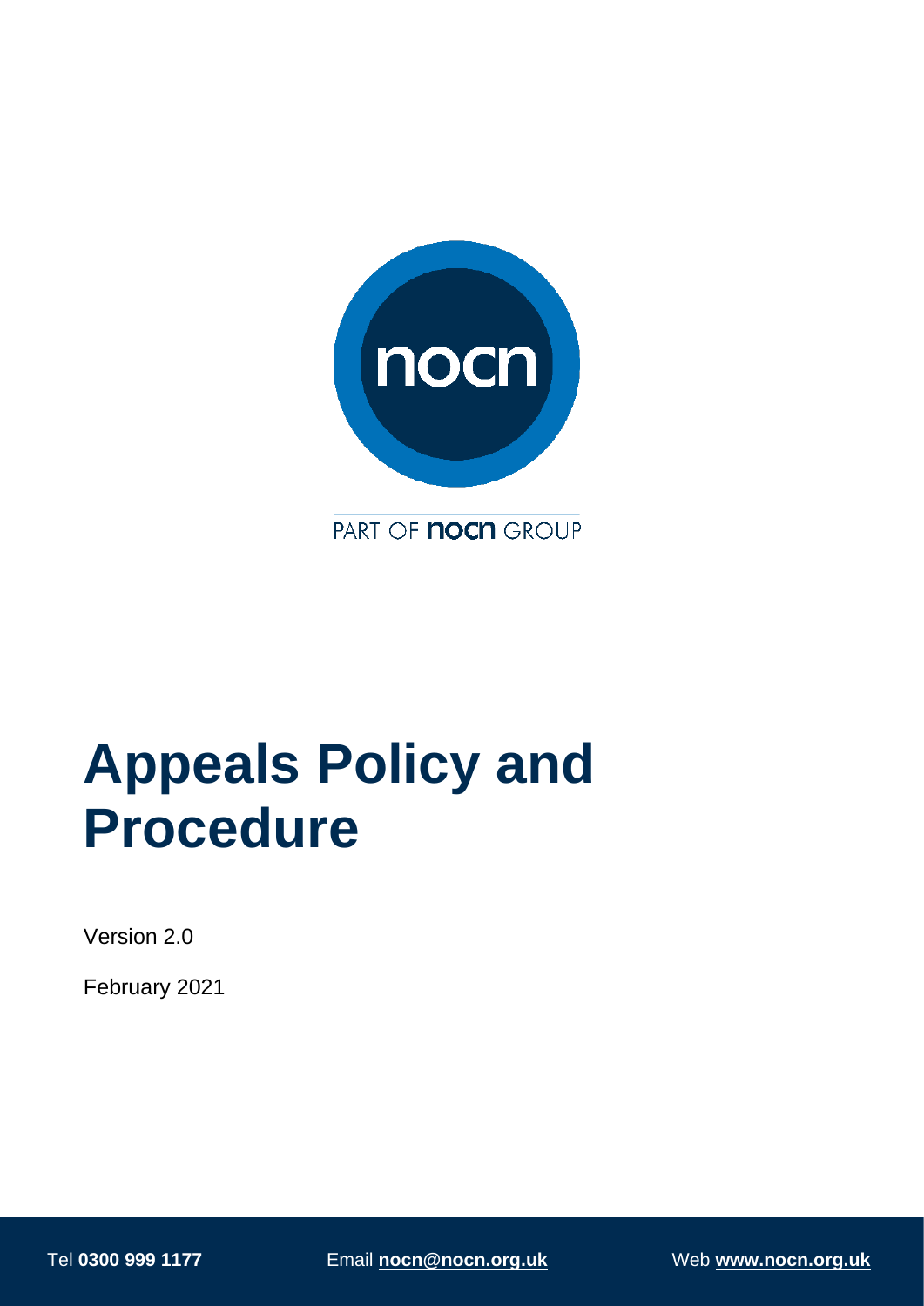# Appeals Policy and Procedure

Version 2.0

February 2021

Tel **0300 999 1177** Email **nocn@nocn.org.uk** Web **www.nocn.org.uk**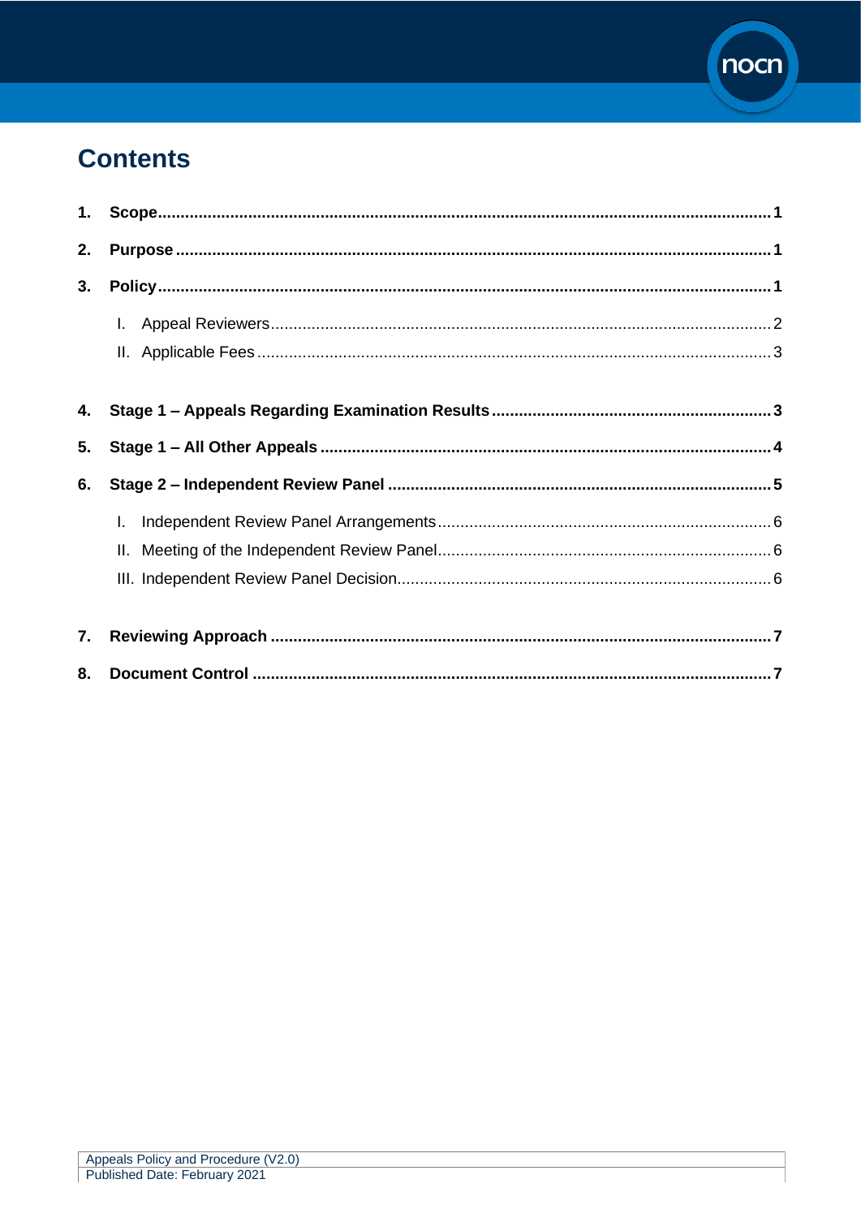# Contents

1. **Scope** ........................................................ 1
2. **Purpose** ........................................................ 1
3. **Policy** ........................................................ 1
   - I. Appeal Reviewers ........................................................ 2
   - II. Applicable Fees ........................................................ 3
4. **Stage 1 – Appeals Regarding Examination Results** ........................................................ 3
5. **Stage 1 – All Other Appeals** ........................................................ 4
6. **Stage 2 – Independent Review Panel** ........................................................ 5
   - I. Independent Review Panel Arrangements ........................................................ 6
   - II. Meeting of the Independent Review Panel ........................................................ 6
   - III. Independent Review Panel Decision ........................................................ 6
7. **Reviewing Approach** ........................................................ 7
8. **Document Control** ........................................................ 7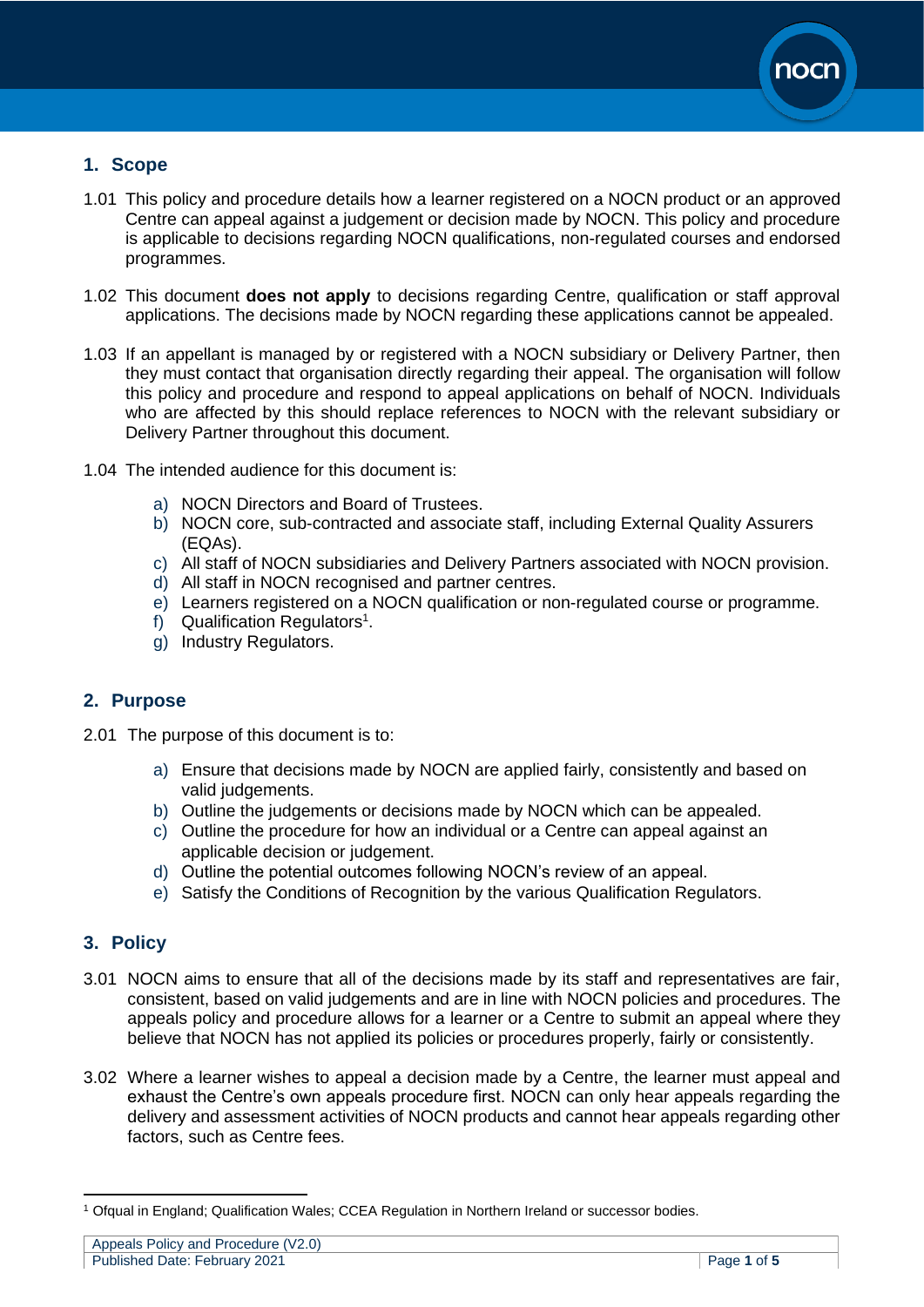## 1. Scope

1.01 This policy and procedure details how a learner registered on a NOCN product or an approved Centre can appeal against a judgement or decision made by NOCN. This policy and procedure is applicable to decisions regarding NOCN qualifications, non-regulated courses and endorsed programmes.

1.02 This document **does not apply** to decisions regarding Centre, qualification or staff approval applications. The decisions made by NOCN regarding these applications cannot be appealed.

1.03 If an appellant is managed by or registered with a NOCN subsidiary or Delivery Partner, then they must contact that organisation directly regarding their appeal. The organisation will follow this policy and procedure and respond to appeal applications on behalf of NOCN. Individuals who are affected by this should replace references to NOCN with the relevant subsidiary or Delivery Partner throughout this document.

1.04 The intended audience for this document is:

a) NOCN Directors and Board of Trustees.
b) NOCN core, sub-contracted and associate staff, including External Quality Assurers (EQAs).
c) All staff of NOCN subsidiaries and Delivery Partners associated with NOCN provision.
d) All staff in NOCN recognised and partner centres.
e) Learners registered on a NOCN qualification or non-regulated course or programme.
f) Qualification Regulators[1].
g) Industry Regulators.

## 2. Purpose

2.01 The purpose of this document is to:

a) Ensure that decisions made by NOCN are applied fairly, consistently and based on valid judgements.
b) Outline the judgements or decisions made by NOCN which can be appealed.
c) Outline the procedure for how an individual or a Centre can appeal against an applicable decision or judgement.
d) Outline the potential outcomes following NOCN's review of an appeal.
e) Satisfy the Conditions of Recognition by the various Qualification Regulators.

## 3. Policy

3.01 NOCN aims to ensure that all of the decisions made by its staff and representatives are fair, consistent, based on valid judgements and are in line with NOCN policies and procedures. The appeals policy and procedure allows for a learner or a Centre to submit an appeal where they believe that NOCN has not applied its policies or procedures properly, fairly or consistently.

3.02 Where a learner wishes to appeal a decision made by a Centre, the learner must appeal and exhaust the Centre's own appeals procedure first. NOCN can only hear appeals regarding the delivery and assessment activities of NOCN products and cannot hear appeals regarding other factors, such as Centre fees.

[1] Ofqual in England; Qualification Wales; CCEA Regulation in Northern Ireland or successor bodies.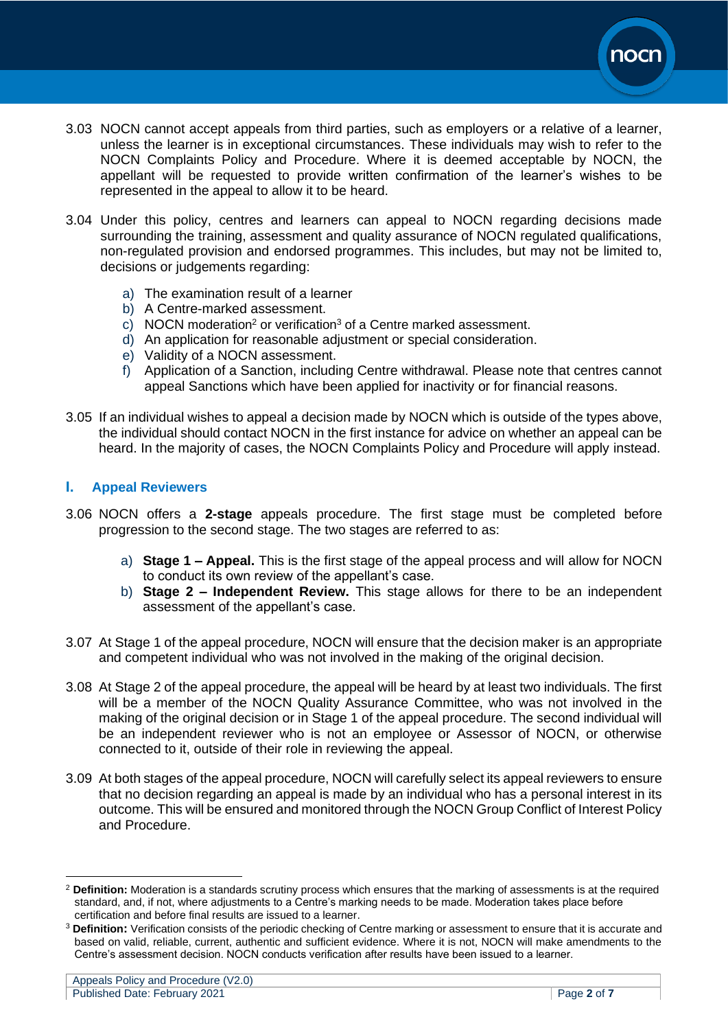3.03 NOCN cannot accept appeals from third parties, such as employers or a relative of a learner, unless the learner is in exceptional circumstances. These individuals may wish to refer to the NOCN Complaints Policy and Procedure. Where it is deemed acceptable by NOCN, the appellant will be requested to provide written confirmation of the learner's wishes to be represented in the appeal to allow it to be heard.

3.04 Under this policy, centres and learners can appeal to NOCN regarding decisions made surrounding the training, assessment and quality assurance of NOCN regulated qualifications, non-regulated provision and endorsed programmes. This includes, but may not be limited to, decisions or judgements regarding:

a) The examination result of a learner
b) A Centre-marked assessment.
c) NOCN moderation[2] or verification[3] of a Centre marked assessment.
d) An application for reasonable adjustment or special consideration.
e) Validity of a NOCN assessment.
f) Application of a Sanction, including Centre withdrawal. Please note that centres cannot appeal Sanctions which have been applied for inactivity or for financial reasons.

3.05 If an individual wishes to appeal a decision made by NOCN which is outside of the types above, the individual should contact NOCN in the first instance for advice on whether an appeal can be heard. In the majority of cases, the NOCN Complaints Policy and Procedure will apply instead.

## I. Appeal Reviewers

3.06 NOCN offers a **2-stage** appeals procedure. The first stage must be completed before progression to the second stage. The two stages are referred to as:

a) **Stage 1 – Appeal.** This is the first stage of the appeal process and will allow for NOCN to conduct its own review of the appellant's case.
b) **Stage 2 – Independent Review.** This stage allows for there to be an independent assessment of the appellant's case.

3.07 At Stage 1 of the appeal procedure, NOCN will ensure that the decision maker is an appropriate and competent individual who was not involved in the making of the original decision.

3.08 At Stage 2 of the appeal procedure, the appeal will be heard by at least two individuals. The first will be a member of the NOCN Quality Assurance Committee, who was not involved in the making of the original decision or in Stage 1 of the appeal procedure. The second individual will be an independent reviewer who is not an employee or Assessor of NOCN, or otherwise connected to it, outside of their role in reviewing the appeal.

3.09 At both stages of the appeal procedure, NOCN will carefully select its appeal reviewers to ensure that no decision regarding an appeal is made by an individual who has a personal interest in its outcome. This will be ensured and monitored through the NOCN Group Conflict of Interest Policy and Procedure.

---

[2] **Definition:** Moderation is a standards scrutiny process which ensures that the marking of assessments is at the required standard, and, if not, where adjustments to a Centre's marking needs to be made. Moderation takes place before certification and before final results are issued to a learner.

[3] **Definition:** Verification consists of the periodic checking of Centre marking or assessment to ensure that it is accurate and based on valid, reliable, current, authentic and sufficient evidence. Where it is not, NOCN will make amendments to the Centre's assessment decision. NOCN conducts verification after results have been issued to a learner.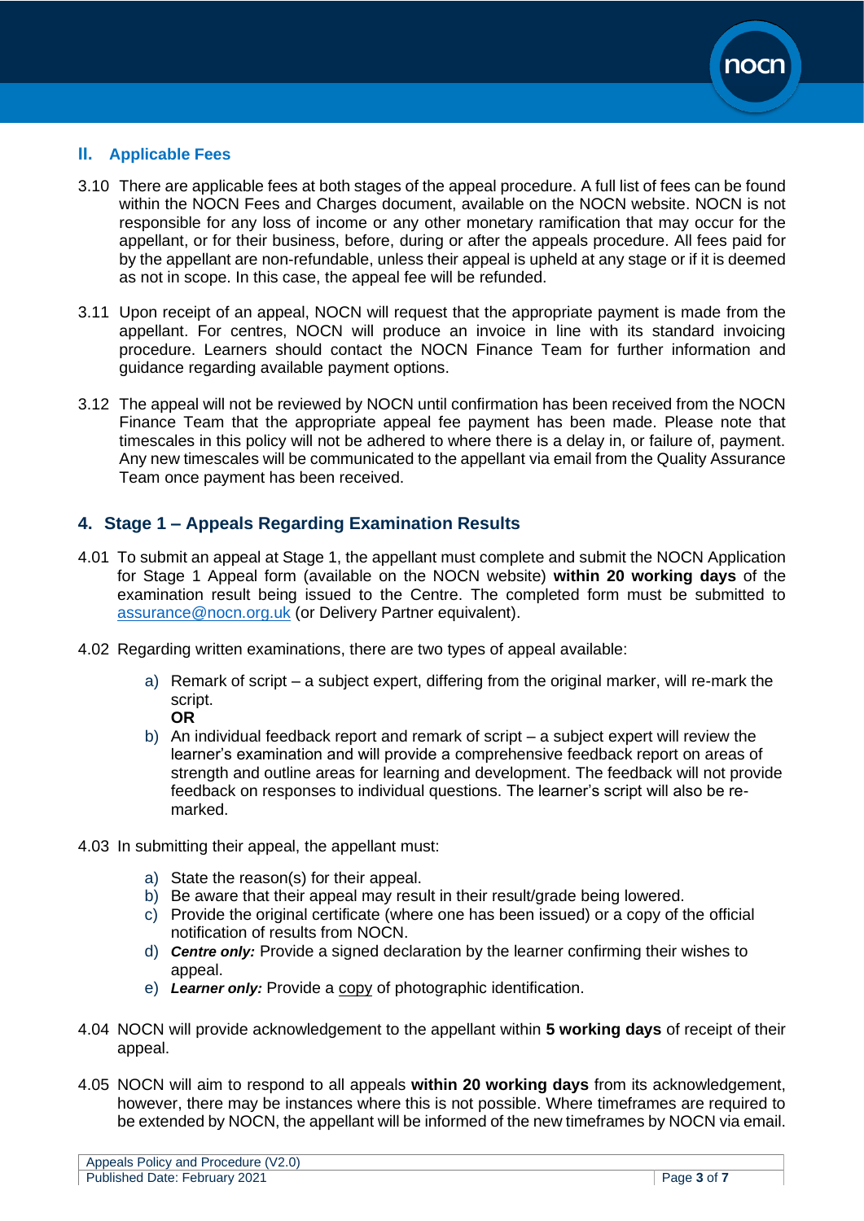### II. Applicable Fees

3.10 There are applicable fees at both stages of the appeal procedure. A full list of fees can be found within the NOCN Fees and Charges document, available on the NOCN website. NOCN is not responsible for any loss of income or any other monetary ramification that may occur for the appellant, or for their business, before, during or after the appeals procedure. All fees paid for by the appellant are non-refundable, unless their appeal is upheld at any stage or if it is deemed as not in scope. In this case, the appeal fee will be refunded.

3.11 Upon receipt of an appeal, NOCN will request that the appropriate payment is made from the appellant. For centres, NOCN will produce an invoice in line with its standard invoicing procedure. Learners should contact the NOCN Finance Team for further information and guidance regarding available payment options.

3.12 The appeal will not be reviewed by NOCN until confirmation has been received from the NOCN Finance Team that the appropriate appeal fee payment has been made. Please note that timescales in this policy will not be adhered to where there is a delay in, or failure of, payment. Any new timescales will be communicated to the appellant via email from the Quality Assurance Team once payment has been received.

## 4. Stage 1 – Appeals Regarding Examination Results

4.01 To submit an appeal at Stage 1, the appellant must complete and submit the NOCN Application for Stage 1 Appeal form (available on the NOCN website) **within 20 working days** of the examination result being issued to the Centre. The completed form must be submitted to assurance@nocn.org.uk (or Delivery Partner equivalent).

4.02 Regarding written examinations, there are two types of appeal available:

a) Remark of script – a subject expert, differing from the original marker, will re-mark the script.
**OR**
b) An individual feedback report and remark of script – a subject expert will review the learner's examination and will provide a comprehensive feedback report on areas of strength and outline areas for learning and development. The feedback will not provide feedback on responses to individual questions. The learner's script will also be re-marked.

4.03 In submitting their appeal, the appellant must:

a) State the reason(s) for their appeal.
b) Be aware that their appeal may result in their result/grade being lowered.
c) Provide the original certificate (where one has been issued) or a copy of the official notification of results from NOCN.
d) ***Centre only:*** Provide a signed declaration by the learner confirming their wishes to appeal.
e) ***Learner only:*** Provide a copy of photographic identification.

4.04 NOCN will provide acknowledgement to the appellant within **5 working days** of receipt of their appeal.

4.05 NOCN will aim to respond to all appeals **within 20 working days** from its acknowledgement, however, there may be instances where this is not possible. Where timeframes are required to be extended by NOCN, the appellant will be informed of the new timeframes by NOCN via email.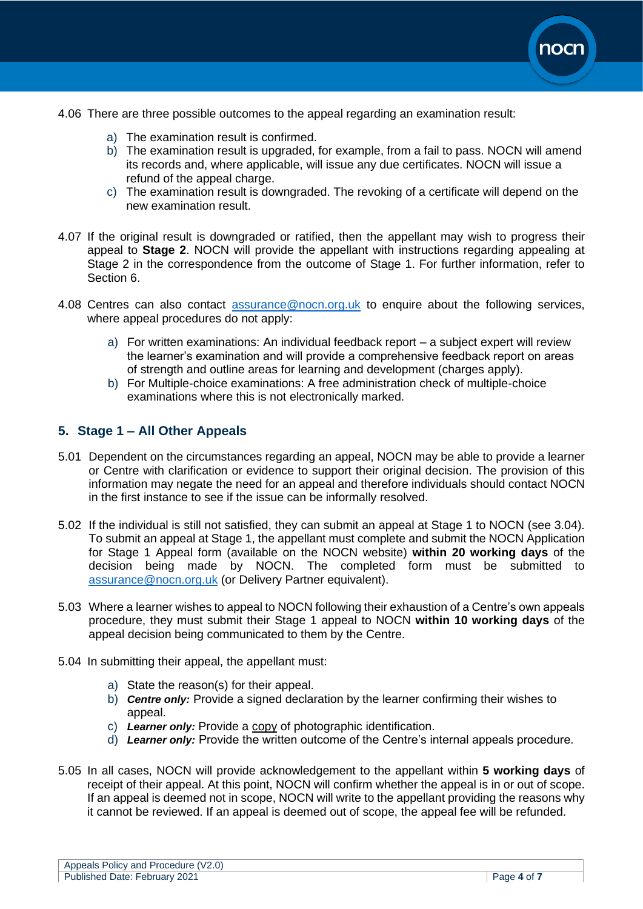4.06 There are three possible outcomes to the appeal regarding an examination result:

a) The examination result is confirmed.
b) The examination result is upgraded, for example, from a fail to pass. NOCN will amend its records and, where applicable, will issue any due certificates. NOCN will issue a refund of the appeal charge.
c) The examination result is downgraded. The revoking of a certificate will depend on the new examination result.

4.07 If the original result is downgraded or ratified, then the appellant may wish to progress their appeal to **Stage 2**. NOCN will provide the appellant with instructions regarding appealing at Stage 2 in the correspondence from the outcome of Stage 1. For further information, refer to Section 6.

4.08 Centres can also contact assurance@nocn.org.uk to enquire about the following services, where appeal procedures do not apply:

a) For written examinations: An individual feedback report – a subject expert will review the learner's examination and will provide a comprehensive feedback report on areas of strength and outline areas for learning and development (charges apply).
b) For Multiple-choice examinations: A free administration check of multiple-choice examinations where this is not electronically marked.

## 5. Stage 1 – All Other Appeals

5.01 Dependent on the circumstances regarding an appeal, NOCN may be able to provide a learner or Centre with clarification or evidence to support their original decision. The provision of this information may negate the need for an appeal and therefore individuals should contact NOCN in the first instance to see if the issue can be informally resolved.

5.02 If the individual is still not satisfied, they can submit an appeal at Stage 1 to NOCN (see 3.04). To submit an appeal at Stage 1, the appellant must complete and submit the NOCN Application for Stage 1 Appeal form (available on the NOCN website) **within 20 working days** of the decision being made by NOCN. The completed form must be submitted to assurance@nocn.org.uk (or Delivery Partner equivalent).

5.03 Where a learner wishes to appeal to NOCN following their exhaustion of a Centre's own appeals procedure, they must submit their Stage 1 appeal to NOCN **within 10 working days** of the appeal decision being communicated to them by the Centre.

5.04 In submitting their appeal, the appellant must:

a) State the reason(s) for their appeal.
b) ***Centre only:*** Provide a signed declaration by the learner confirming their wishes to appeal.
c) ***Learner only:*** Provide a copy of photographic identification.
d) ***Learner only:*** Provide the written outcome of the Centre's internal appeals procedure.

5.05 In all cases, NOCN will provide acknowledgement to the appellant within **5 working days** of receipt of their appeal. At this point, NOCN will confirm whether the appeal is in or out of scope. If an appeal is deemed not in scope, NOCN will write to the appellant providing the reasons why it cannot be reviewed. If an appeal is deemed out of scope, the appeal fee will be refunded.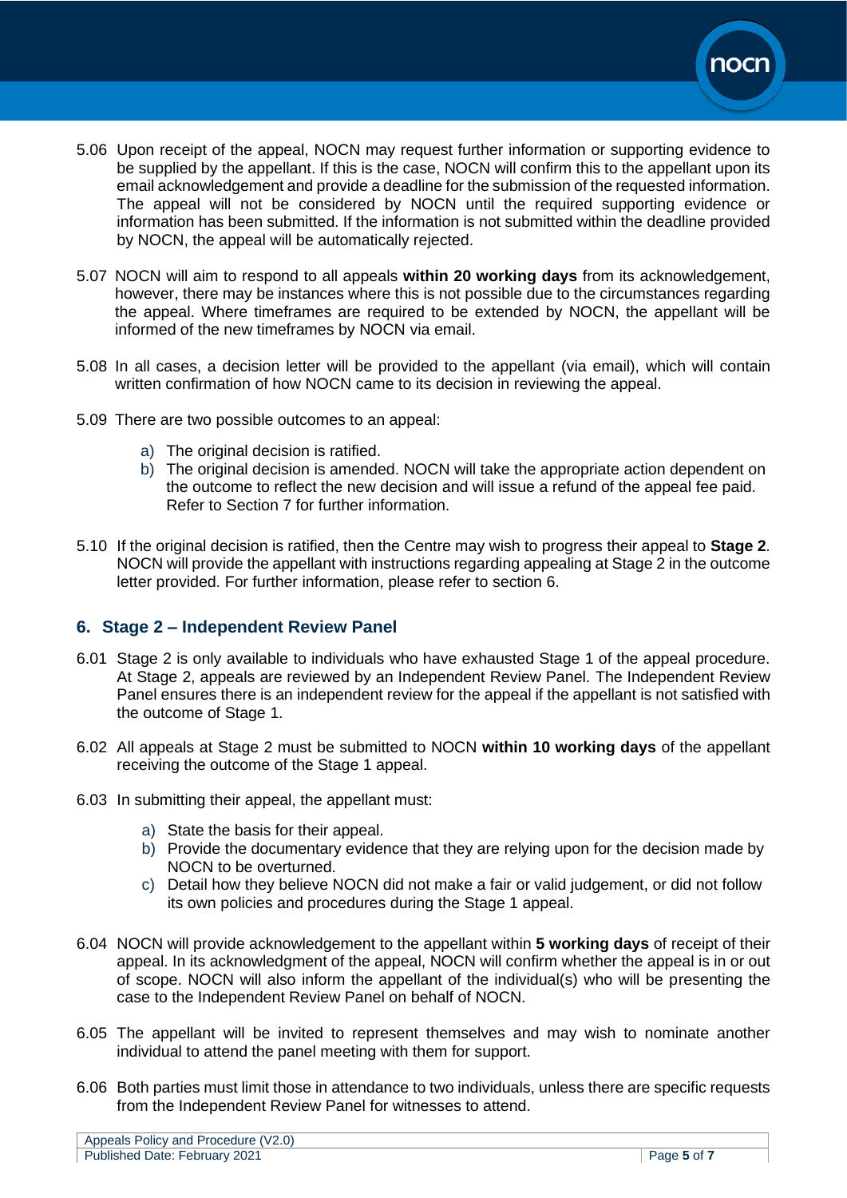5.06 Upon receipt of the appeal, NOCN may request further information or supporting evidence to be supplied by the appellant. If this is the case, NOCN will confirm this to the appellant upon its email acknowledgement and provide a deadline for the submission of the requested information. The appeal will not be considered by NOCN until the required supporting evidence or information has been submitted. If the information is not submitted within the deadline provided by NOCN, the appeal will be automatically rejected.

5.07 NOCN will aim to respond to all appeals **within 20 working days** from its acknowledgement, however, there may be instances where this is not possible due to the circumstances regarding the appeal. Where timeframes are required to be extended by NOCN, the appellant will be informed of the new timeframes by NOCN via email.

5.08 In all cases, a decision letter will be provided to the appellant (via email), which will contain written confirmation of how NOCN came to its decision in reviewing the appeal.

5.09 There are two possible outcomes to an appeal:

a) The original decision is ratified.
b) The original decision is amended. NOCN will take the appropriate action dependent on the outcome to reflect the new decision and will issue a refund of the appeal fee paid. Refer to Section 7 for further information.

5.10 If the original decision is ratified, then the Centre may wish to progress their appeal to **Stage 2**. NOCN will provide the appellant with instructions regarding appealing at Stage 2 in the outcome letter provided. For further information, please refer to section 6.

## 6. Stage 2 – Independent Review Panel

6.01 Stage 2 is only available to individuals who have exhausted Stage 1 of the appeal procedure. At Stage 2, appeals are reviewed by an Independent Review Panel. The Independent Review Panel ensures there is an independent review for the appeal if the appellant is not satisfied with the outcome of Stage 1.

6.02 All appeals at Stage 2 must be submitted to NOCN **within 10 working days** of the appellant receiving the outcome of the Stage 1 appeal.

6.03 In submitting their appeal, the appellant must:

a) State the basis for their appeal.
b) Provide the documentary evidence that they are relying upon for the decision made by NOCN to be overturned.
c) Detail how they believe NOCN did not make a fair or valid judgement, or did not follow its own policies and procedures during the Stage 1 appeal.

6.04 NOCN will provide acknowledgement to the appellant within **5 working days** of receipt of their appeal. In its acknowledgment of the appeal, NOCN will confirm whether the appeal is in or out of scope. NOCN will also inform the appellant of the individual(s) who will be presenting the case to the Independent Review Panel on behalf of NOCN.

6.05 The appellant will be invited to represent themselves and may wish to nominate another individual to attend the panel meeting with them for support.

6.06 Both parties must limit those in attendance to two individuals, unless there are specific requests from the Independent Review Panel for witnesses to attend.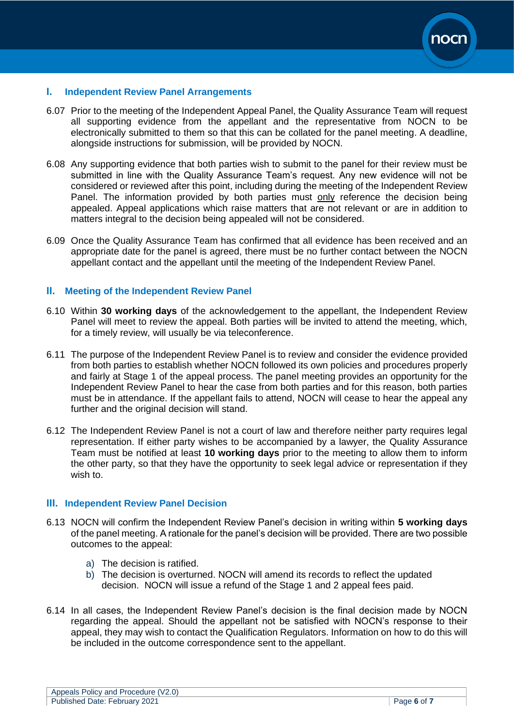## I. Independent Review Panel Arrangements

6.07 Prior to the meeting of the Independent Appeal Panel, the Quality Assurance Team will request all supporting evidence from the appellant and the representative from NOCN to be electronically submitted to them so that this can be collated for the panel meeting. A deadline, alongside instructions for submission, will be provided by NOCN.

6.08 Any supporting evidence that both parties wish to submit to the panel for their review must be submitted in line with the Quality Assurance Team's request. Any new evidence will not be considered or reviewed after this point, including during the meeting of the Independent Review Panel. The information provided by both parties must only reference the decision being appealed. Appeal applications which raise matters that are not relevant or are in addition to matters integral to the decision being appealed will not be considered.

6.09 Once the Quality Assurance Team has confirmed that all evidence has been received and an appropriate date for the panel is agreed, there must be no further contact between the NOCN appellant contact and the appellant until the meeting of the Independent Review Panel.

## II. Meeting of the Independent Review Panel

6.10 Within **30 working days** of the acknowledgement to the appellant, the Independent Review Panel will meet to review the appeal. Both parties will be invited to attend the meeting, which, for a timely review, will usually be via teleconference.

6.11 The purpose of the Independent Review Panel is to review and consider the evidence provided from both parties to establish whether NOCN followed its own policies and procedures properly and fairly at Stage 1 of the appeal process. The panel meeting provides an opportunity for the Independent Review Panel to hear the case from both parties and for this reason, both parties must be in attendance. If the appellant fails to attend, NOCN will cease to hear the appeal any further and the original decision will stand.

6.12 The Independent Review Panel is not a court of law and therefore neither party requires legal representation. If either party wishes to be accompanied by a lawyer, the Quality Assurance Team must be notified at least **10 working days** prior to the meeting to allow them to inform the other party, so that they have the opportunity to seek legal advice or representation if they wish to.

## III. Independent Review Panel Decision

6.13 NOCN will confirm the Independent Review Panel's decision in writing within **5 working days** of the panel meeting. A rationale for the panel's decision will be provided. There are two possible outcomes to the appeal:

a) The decision is ratified.
b) The decision is overturned. NOCN will amend its records to reflect the updated decision. NOCN will issue a refund of the Stage 1 and 2 appeal fees paid.

6.14 In all cases, the Independent Review Panel's decision is the final decision made by NOCN regarding the appeal. Should the appellant not be satisfied with NOCN's response to their appeal, they may wish to contact the Qualification Regulators. Information on how to do this will be included in the outcome correspondence sent to the appellant.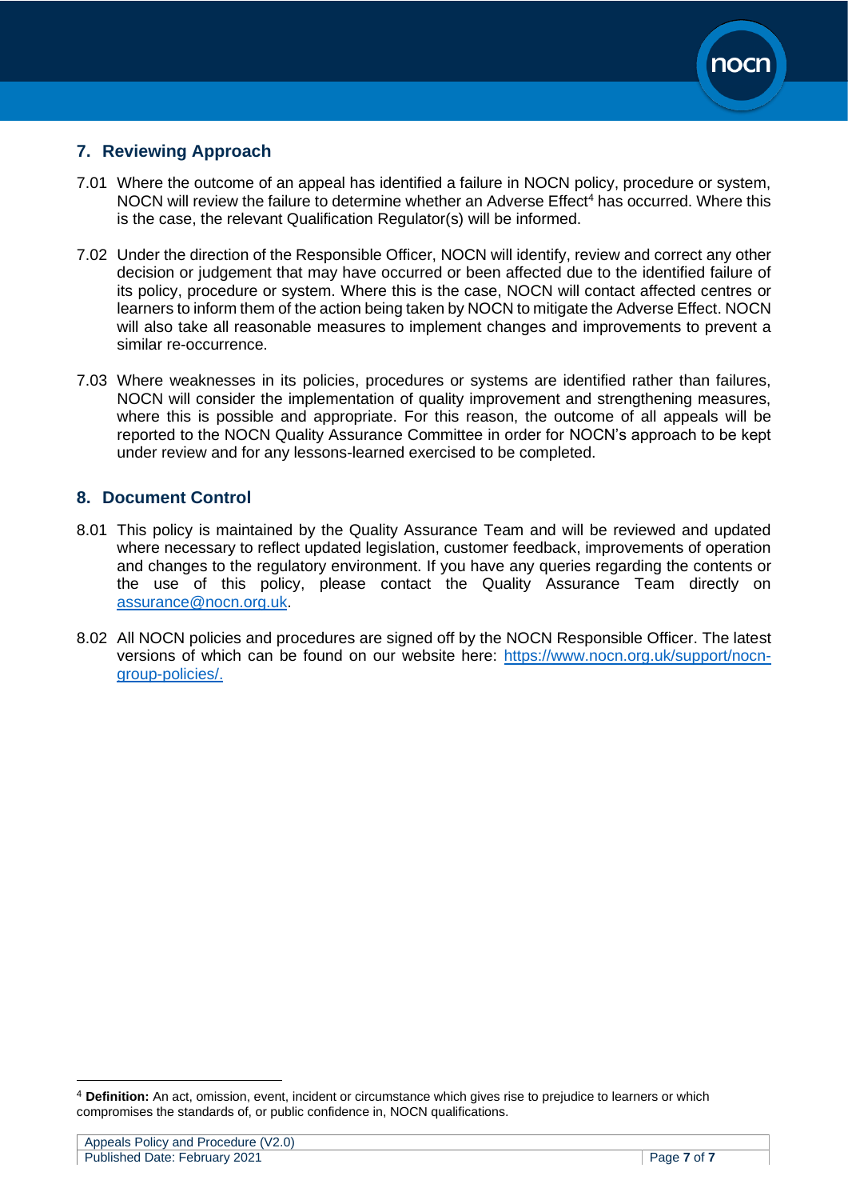## 7. Reviewing Approach

7.01 Where the outcome of an appeal has identified a failure in NOCN policy, procedure or system, NOCN will review the failure to determine whether an Adverse Effect[4] has occurred. Where this is the case, the relevant Qualification Regulator(s) will be informed.

7.02 Under the direction of the Responsible Officer, NOCN will identify, review and correct any other decision or judgement that may have occurred or been affected due to the identified failure of its policy, procedure or system. Where this is the case, NOCN will contact affected centres or learners to inform them of the action being taken by NOCN to mitigate the Adverse Effect. NOCN will also take all reasonable measures to implement changes and improvements to prevent a similar re-occurrence.

7.03 Where weaknesses in its policies, procedures or systems are identified rather than failures, NOCN will consider the implementation of quality improvement and strengthening measures, where this is possible and appropriate. For this reason, the outcome of all appeals will be reported to the NOCN Quality Assurance Committee in order for NOCN's approach to be kept under review and for any lessons-learned exercised to be completed.

## 8. Document Control

8.01 This policy is maintained by the Quality Assurance Team and will be reviewed and updated where necessary to reflect updated legislation, customer feedback, improvements of operation and changes to the regulatory environment. If you have any queries regarding the contents or the use of this policy, please contact the Quality Assurance Team directly on assurance@nocn.org.uk.

8.02 All NOCN policies and procedures are signed off by the NOCN Responsible Officer. The latest versions of which can be found on our website here: https://www.nocn.org.uk/support/nocn-group-policies/.

---

[4] **Definition:** An act, omission, event, incident or circumstance which gives rise to prejudice to learners or which compromises the standards of, or public confidence in, NOCN qualifications.